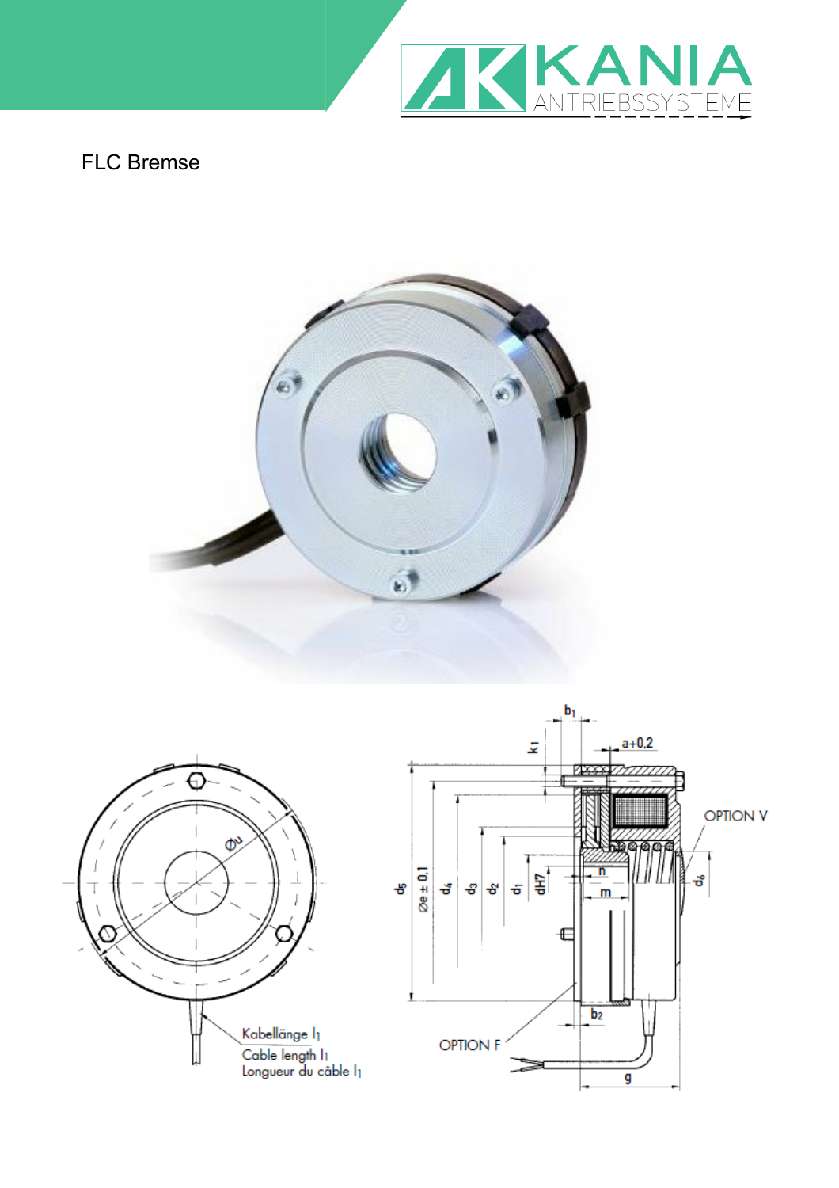# FLC Bremse

Kabellänge $l_1$
Cable length $l_1$
Longueur du câble $l_1$

OPTION V

OPTION F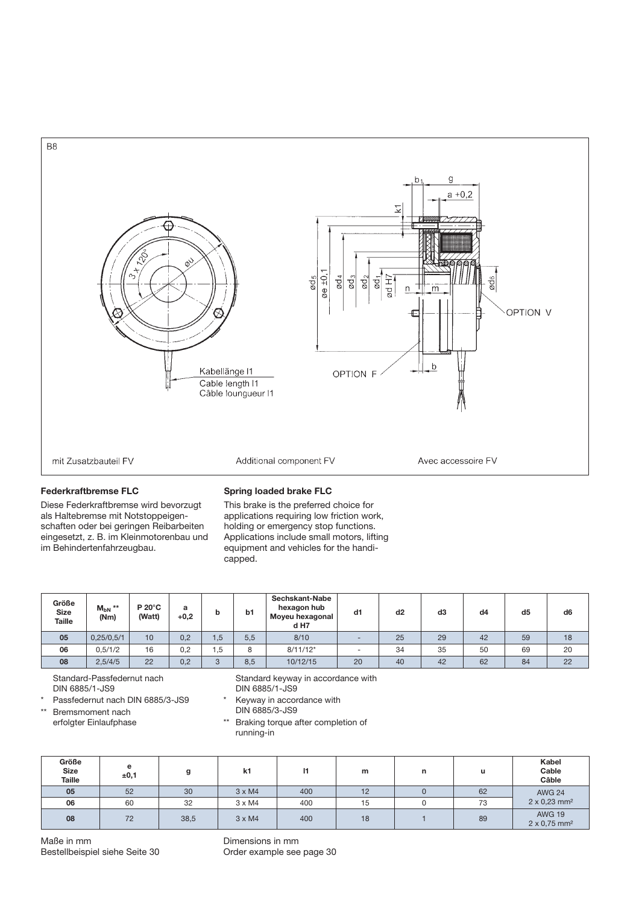B8

Kabellänge l1
Cable length l1
Câble loungueur l1

OPTION F

OPTION V

mit Zusatzbauteil FV

Additional component FV

Avec accessoire FV

**Federkraftbremse FLC**

Diese Federkraftbremse wird bevorzugt als Haltebremse mit Notstoppeigenschaften oder bei geringen Reibarbeiten eingesetzt, z. B. im Kleinmotorenbau und im Behindertenfahrzeugbau.

**Spring loaded brake FLC**

This brake is the preferred choice for applications requiring low friction work, holding or emergency stop functions. Applications include small motors, lifting equipment and vehicles for the handicapped.

| Größe Size Taille | $M_{bN}$ ** (Nm) | P 20°C (Watt) | a +0,2 | b | b1 | Sechskant-Nabe hexagon hub Moyeu hexagonal d H7 | d1 | d2 | d3 | d4 | d5 | d6 |
|---|---|---|---|---|---|---|---|---|---|---|---|---|
| 05 | 0,25/0,5/1 | 10 | 0,2 | 1,5 | 5,5 | 8/10 | - | 25 | 29 | 42 | 59 | 18 |
| 06 | 0,5/1/2 | 16 | 0,2 | 1,5 | 8 | 8/11/12* | - | 34 | 35 | 50 | 69 | 20 |
| 08 | 2,5/4/5 | 22 | 0,2 | 3 | 8,5 | 10/12/15 | 20 | 40 | 42 | 62 | 84 | 22 |

Standard-Passfedernut nach DIN 6885/1-JS9

\* Passfedernut nach DIN 6885/3-JS9

\*\* Bremsmoment nach erfolgter Einlaufphase

Standard keyway in accordance with DIN 6885/1-JS9

\* Keyway in accordance with DIN 6885/3-JS9

\*\* Braking torque after completion of running-in

| Größe Size Taille | e ±0,1 | g | k1 | l1 | m | n | u | Kabel Cable Câble |
|---|---|---|---|---|---|---|---|---|
| 05 | 52 | 30 | 3 x M4 | 400 | 12 | 0 | 62 | AWG 24 2 x 0,23 mm² |
| 06 | 60 | 32 | 3 x M4 | 400 | 15 | 0 | 73 | |
| 08 | 72 | 38,5 | 3 x M4 | 400 | 18 | 1 | 89 | AWG 19 2 x 0,75 mm² |

Maße in mm
Bestellbeispiel siehe Seite 30

Dimensions in mm
Order example see page 30